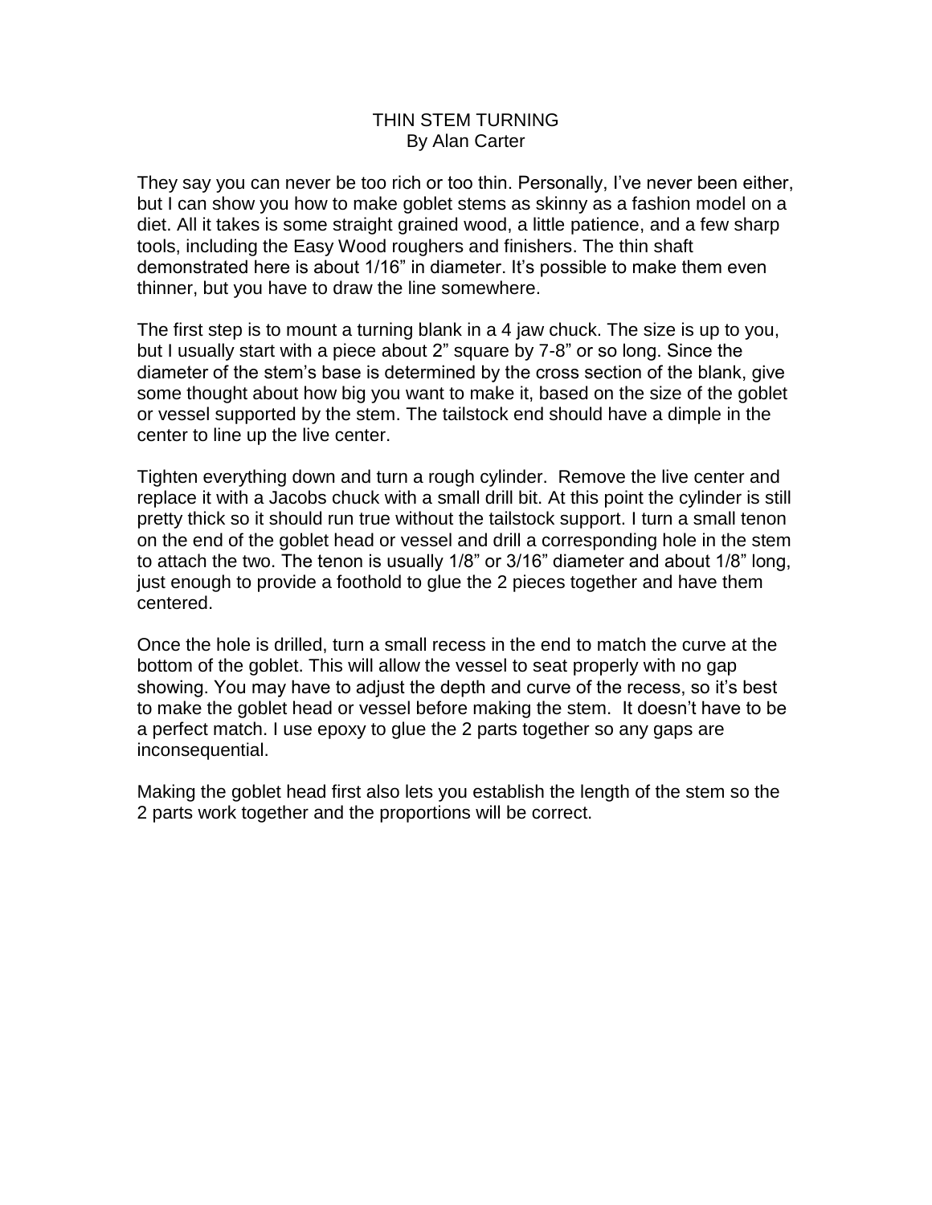# THIN STEM TURNING

By Alan Carter

They say you can never be too rich or too thin. Personally, I've never been either, but I can show you how to make goblet stems as skinny as a fashion model on a diet. All it takes is some straight grained wood, a little patience, and a few sharp tools, including the Easy Wood roughers and finishers. The thin shaft demonstrated here is about 1/16" in diameter. It's possible to make them even thinner, but you have to draw the line somewhere.

The first step is to mount a turning blank in a 4 jaw chuck. The size is up to you, but I usually start with a piece about 2" square by 7-8" or so long. Since the diameter of the stem's base is determined by the cross section of the blank, give some thought about how big you want to make it, based on the size of the goblet or vessel supported by the stem. The tailstock end should have a dimple in the center to line up the live center.

Tighten everything down and turn a rough cylinder. Remove the live center and replace it with a Jacobs chuck with a small drill bit. At this point the cylinder is still pretty thick so it should run true without the tailstock support. I turn a small tenon on the end of the goblet head or vessel and drill a corresponding hole in the stem to attach the two. The tenon is usually 1/8" or 3/16" diameter and about 1/8" long, just enough to provide a foothold to glue the 2 pieces together and have them centered.

Once the hole is drilled, turn a small recess in the end to match the curve at the bottom of the goblet. This will allow the vessel to seat properly with no gap showing. You may have to adjust the depth and curve of the recess, so it's best to make the goblet head or vessel before making the stem. It doesn't have to be a perfect match. I use epoxy to glue the 2 parts together so any gaps are inconsequential.

Making the goblet head first also lets you establish the length of the stem so the 2 parts work together and the proportions will be correct.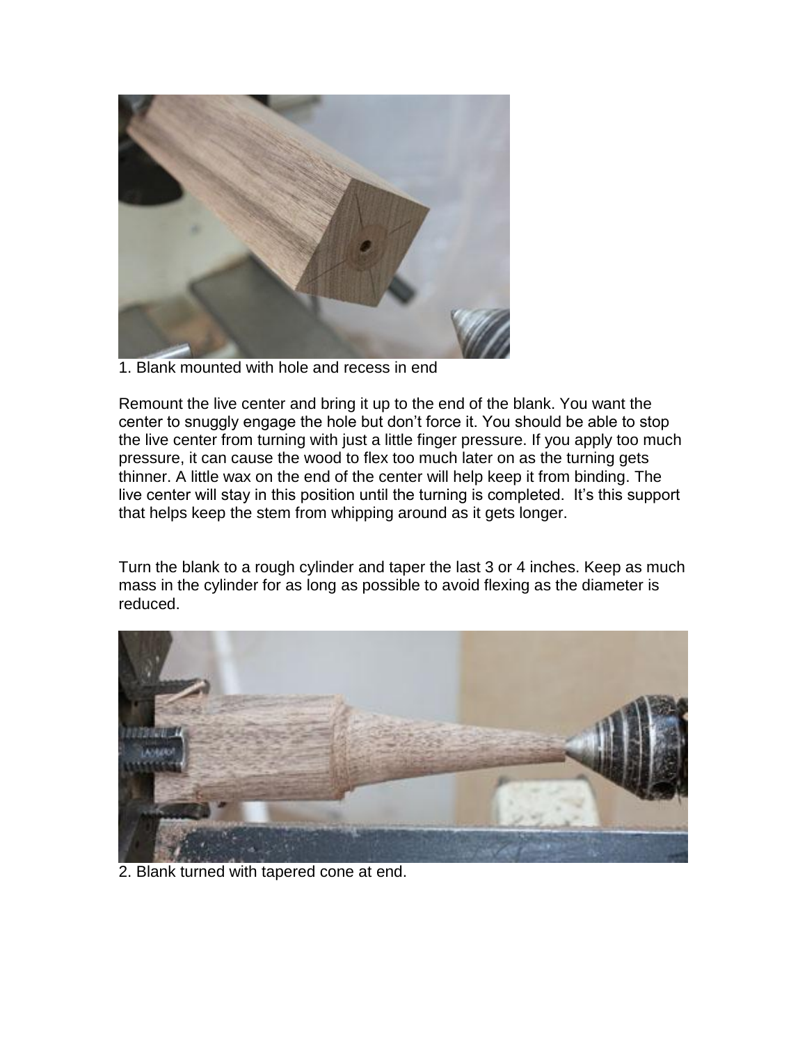1. Blank mounted with hole and recess in end

Remount the live center and bring it up to the end of the blank. You want the center to snuggly engage the hole but don't force it. You should be able to stop the live center from turning with just a little finger pressure. If you apply too much pressure, it can cause the wood to flex too much later on as the turning gets thinner. A little wax on the end of the center will help keep it from binding. The live center will stay in this position until the turning is completed. It's this support that helps keep the stem from whipping around as it gets longer.

Turn the blank to a rough cylinder and taper the last 3 or 4 inches. Keep as much mass in the cylinder for as long as possible to avoid flexing as the diameter is reduced.

2. Blank turned with tapered cone at end.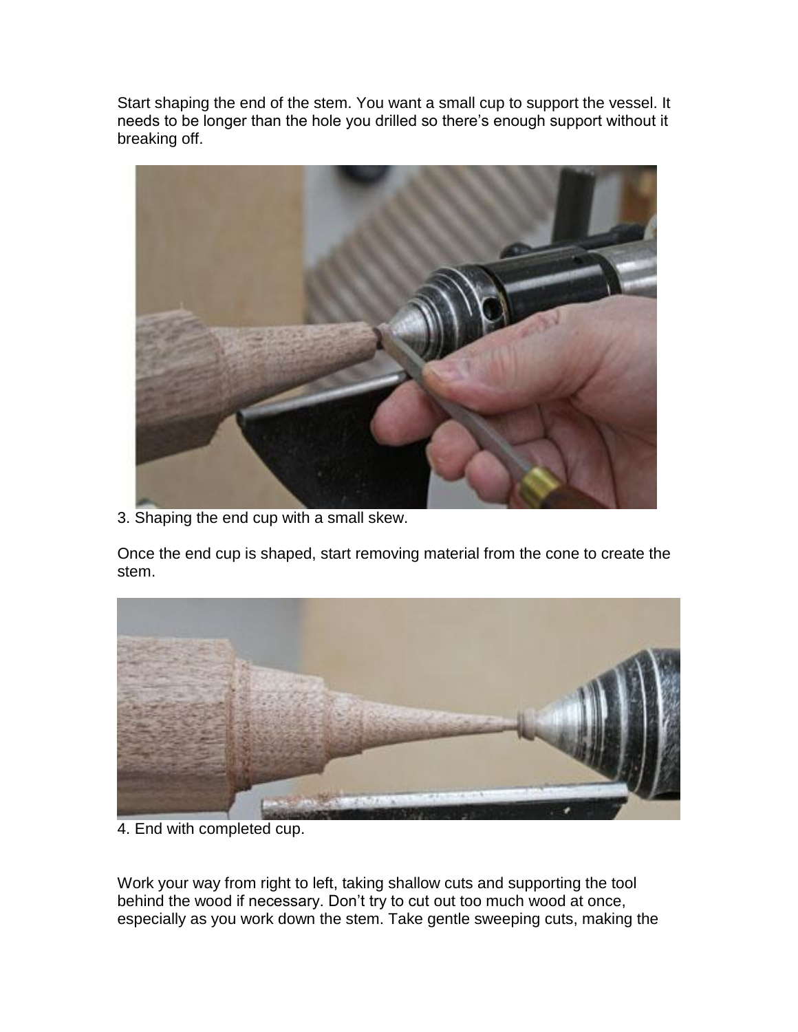Start shaping the end of the stem. You want a small cup to support the vessel. It needs to be longer than the hole you drilled so there's enough support without it breaking off.

3. Shaping the end cup with a small skew.

Once the end cup is shaped, start removing material from the cone to create the stem.

4. End with completed cup.

Work your way from right to left, taking shallow cuts and supporting the tool behind the wood if necessary. Don't try to cut out too much wood at once, especially as you work down the stem. Take gentle sweeping cuts, making the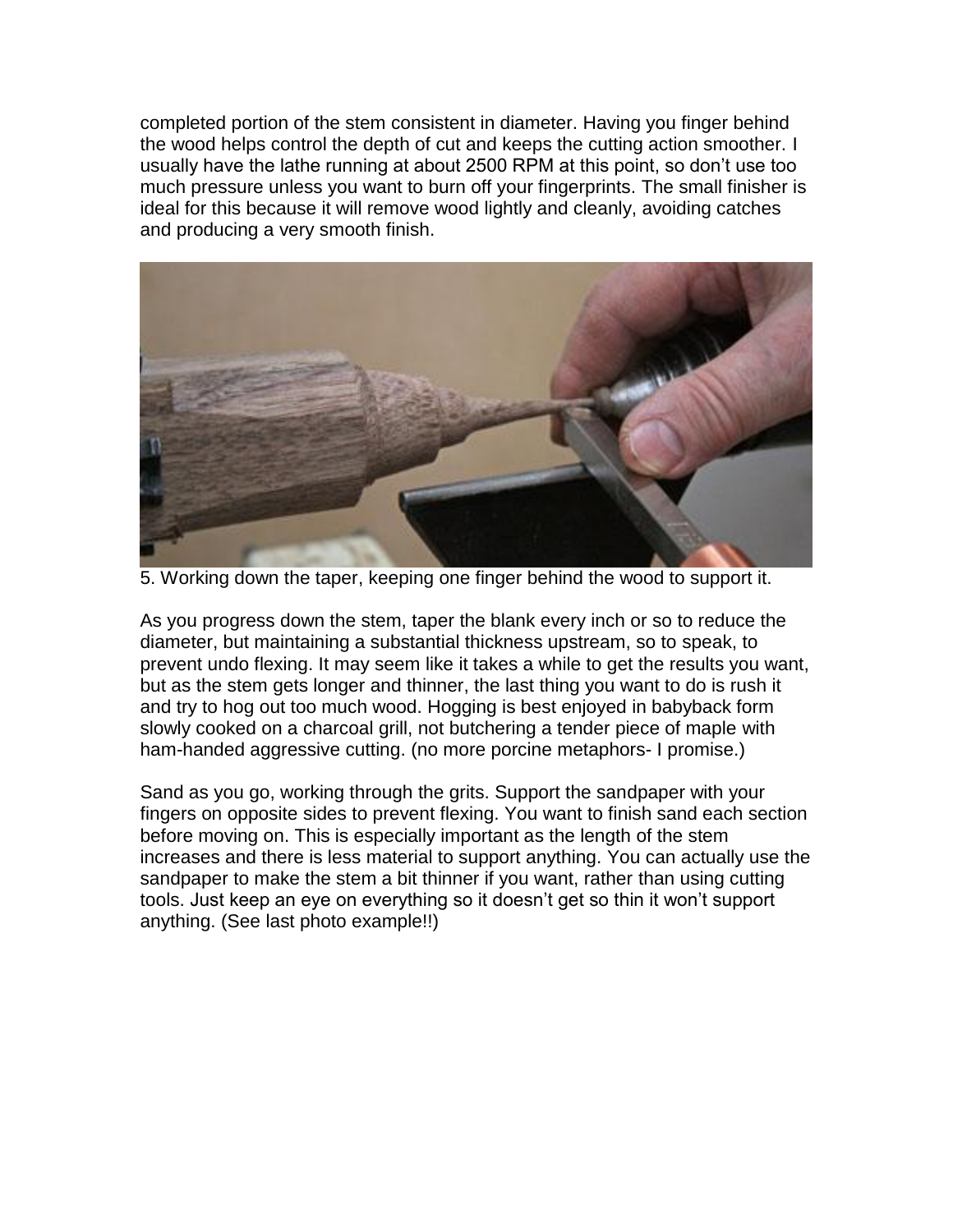completed portion of the stem consistent in diameter. Having you finger behind the wood helps control the depth of cut and keeps the cutting action smoother. I usually have the lathe running at about 2500 RPM at this point, so don't use too much pressure unless you want to burn off your fingerprints. The small finisher is ideal for this because it will remove wood lightly and cleanly, avoiding catches and producing a very smooth finish.

5. Working down the taper, keeping one finger behind the wood to support it.

As you progress down the stem, taper the blank every inch or so to reduce the diameter, but maintaining a substantial thickness upstream, so to speak, to prevent undo flexing. It may seem like it takes a while to get the results you want, but as the stem gets longer and thinner, the last thing you want to do is rush it and try to hog out too much wood. Hogging is best enjoyed in babyback form slowly cooked on a charcoal grill, not butchering a tender piece of maple with ham-handed aggressive cutting. (no more porcine metaphors- I promise.)

Sand as you go, working through the grits. Support the sandpaper with your fingers on opposite sides to prevent flexing. You want to finish sand each section before moving on. This is especially important as the length of the stem increases and there is less material to support anything. You can actually use the sandpaper to make the stem a bit thinner if you want, rather than using cutting tools. Just keep an eye on everything so it doesn't get so thin it won't support anything. (See last photo example!!)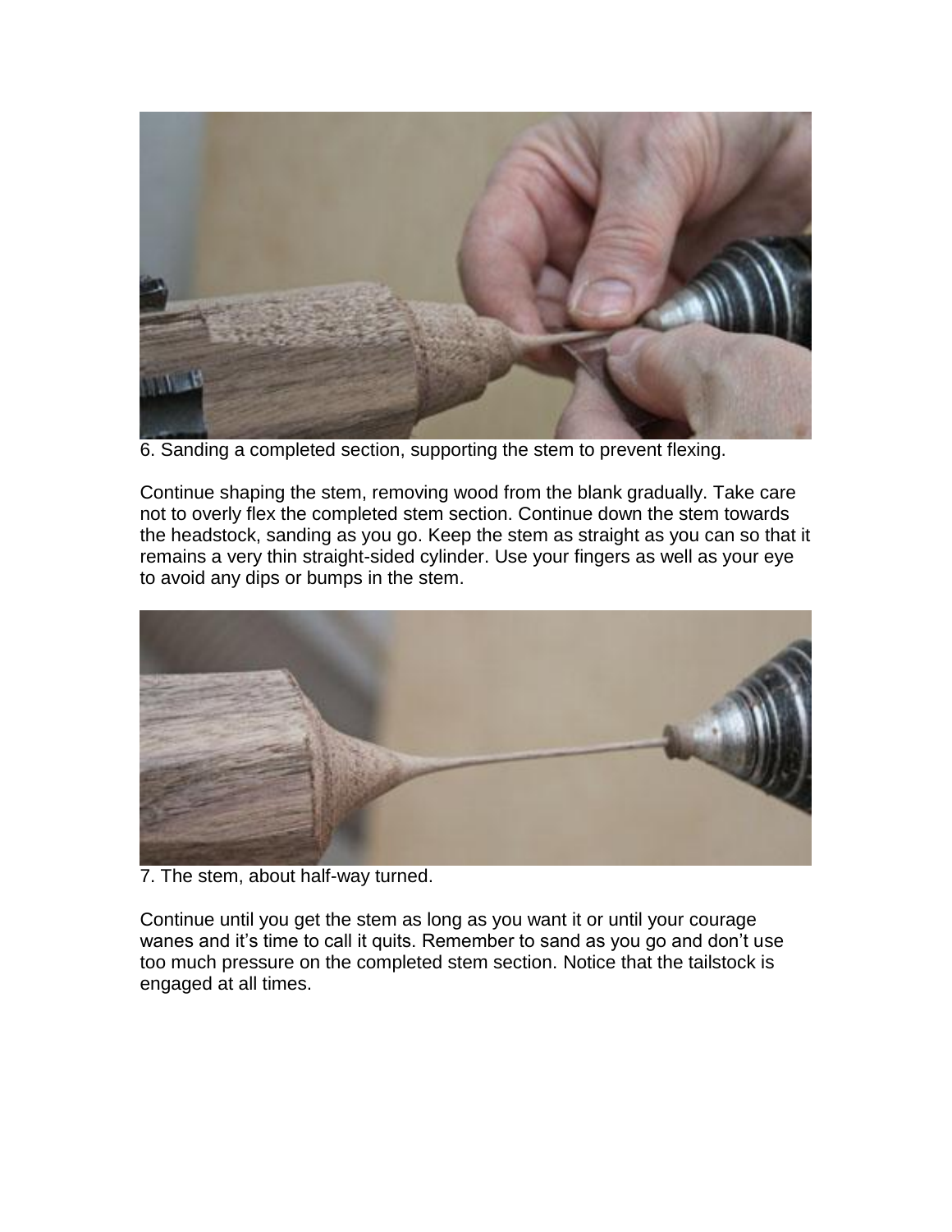6. Sanding a completed section, supporting the stem to prevent flexing.

Continue shaping the stem, removing wood from the blank gradually. Take care not to overly flex the completed stem section. Continue down the stem towards the headstock, sanding as you go. Keep the stem as straight as you can so that it remains a very thin straight-sided cylinder. Use your fingers as well as your eye to avoid any dips or bumps in the stem.

7. The stem, about half-way turned.

Continue until you get the stem as long as you want it or until your courage wanes and it's time to call it quits. Remember to sand as you go and don't use too much pressure on the completed stem section. Notice that the tailstock is engaged at all times.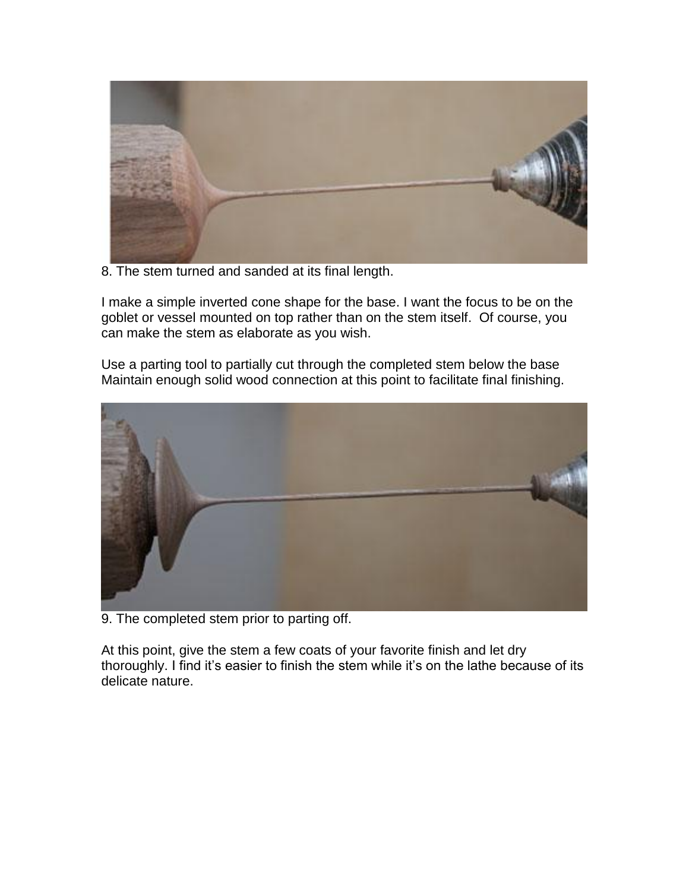8. The stem turned and sanded at its final length.

I make a simple inverted cone shape for the base. I want the focus to be on the goblet or vessel mounted on top rather than on the stem itself. Of course, you can make the stem as elaborate as you wish.

Use a parting tool to partially cut through the completed stem below the base Maintain enough solid wood connection at this point to facilitate final finishing.

9. The completed stem prior to parting off.

At this point, give the stem a few coats of your favorite finish and let dry thoroughly. I find it's easier to finish the stem while it's on the lathe because of its delicate nature.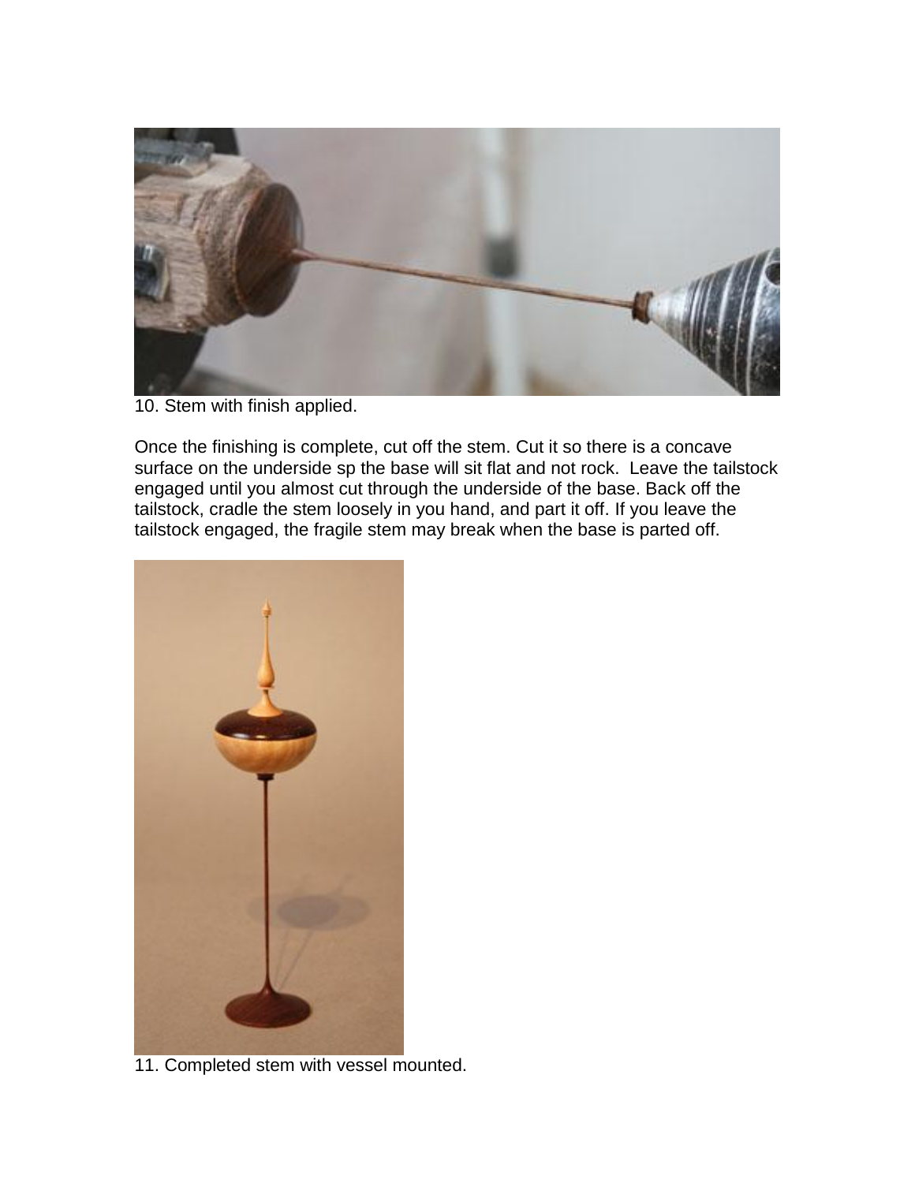10. Stem with finish applied.

Once the finishing is complete, cut off the stem. Cut it so there is a concave surface on the underside sp the base will sit flat and not rock. Leave the tailstock engaged until you almost cut through the underside of the base. Back off the tailstock, cradle the stem loosely in you hand, and part it off. If you leave the tailstock engaged, the fragile stem may break when the base is parted off.

11. Completed stem with vessel mounted.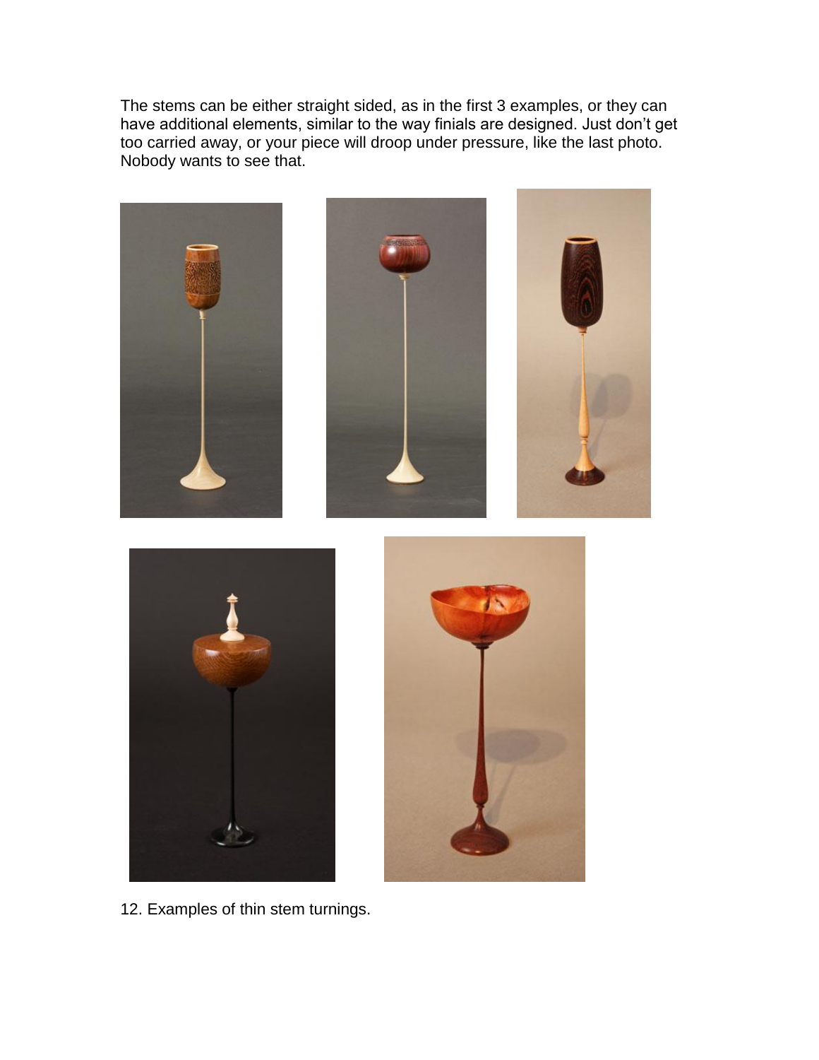The stems can be either straight sided, as in the first 3 examples, or they can have additional elements, similar to the way finials are designed. Just don't get too carried away, or your piece will droop under pressure, like the last photo. Nobody wants to see that.

12. Examples of thin stem turnings.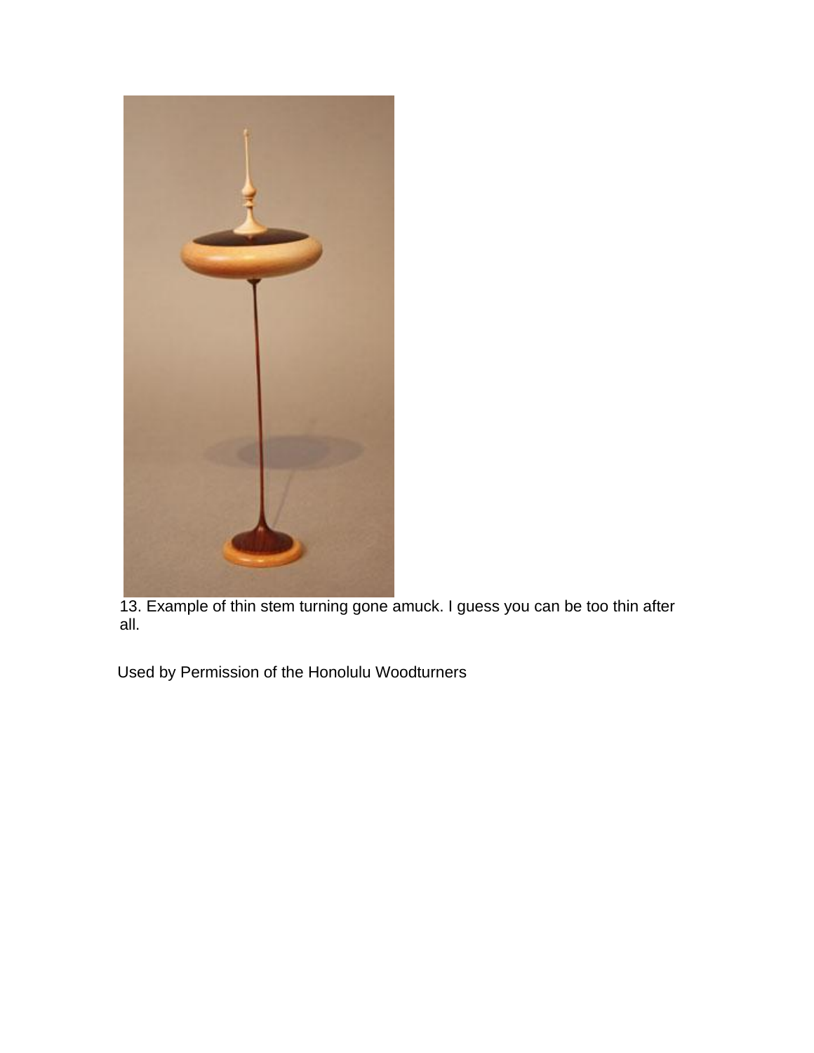13. Example of thin stem turning gone amuck. I guess you can be too thin after all.

Used by Permission of the Honolulu Woodturners